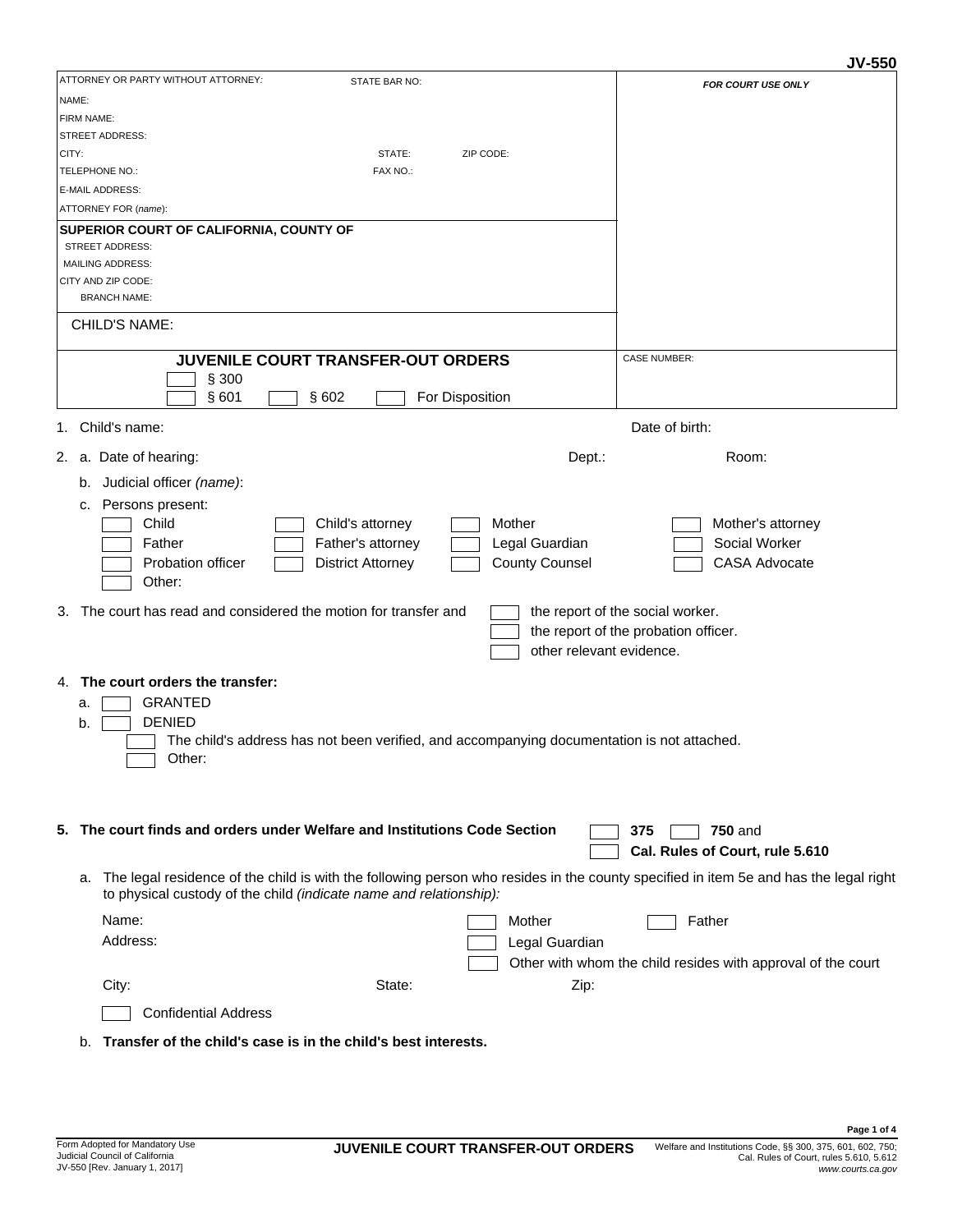JV-550

| ATTORNEY OR PARTY WITHOUT ATTORNEY: STATE BAR NO: | FOR COURT USE ONLY |
|---|---|
| NAME: | |
| FIRM NAME: | |
| STREET ADDRESS: | |
| CITY: STATE: ZIP CODE: | |
| TELEPHONE NO.: FAX NO.: | |
| E-MAIL ADDRESS: | |
| ATTORNEY FOR *(name)*: | |
| **SUPERIOR COURT OF CALIFORNIA, COUNTY OF** | |
| STREET ADDRESS: | |
| MAILING ADDRESS: | |
| CITY AND ZIP CODE: | |
| BRANCH NAME: | |
| CHILD'S NAME: | |
| **JUVENILE COURT TRANSFER-OUT ORDERS** ☐ § 300 ☐ § 601 ☐ § 602 ☐ For Disposition | CASE NUMBER: |

1. Child's name: Date of birth:

2. a. Date of hearing: Dept.: Room:
   b. Judicial officer *(name)*:
   c. Persons present:
      - ☐ Child ☐ Child's attorney ☐ Mother ☐ Mother's attorney
      - ☐ Father ☐ Father's attorney ☐ Legal Guardian ☐ Social Worker
      - ☐ Probation officer ☐ District Attorney ☐ County Counsel ☐ CASA Advocate
      - ☐ Other:

3. The court has read and considered the motion for transfer and
   - ☐ the report of the social worker.
   - ☐ the report of the probation officer.
   - ☐ other relevant evidence.

4. **The court orders the transfer:**
   a. ☐ GRANTED
   b. ☐ DENIED
      - ☐ The child's address has not been verified, and accompanying documentation is not attached.
      - ☐ Other:

5. **The court finds and orders under Welfare and Institutions Code Section** ☐ **375** ☐ **750** and ☐ **Cal. Rules of Court, rule 5.610**

   a. The legal residence of the child is with the following person who resides in the county specified in item 5e and has the legal right to physical custody of the child *(indicate name and relationship):*

      Name: ☐ Mother ☐ Father
      Address: ☐ Legal Guardian
      ☐ Other with whom the child resides with approval of the court
      City: State: Zip:
      ☐ Confidential Address

   b. **Transfer of the child's case is in the child's best interests.**

Form Adopted for Mandatory Use
Judicial Council of California
JV-550 [Rev. January 1, 2017]

**JUVENILE COURT TRANSFER-OUT ORDERS**

Welfare and Institutions Code, §§ 300, 375, 601, 602, 750;
Cal. Rules of Court, rules 5.610, 5.612
*www.courts.ca.gov*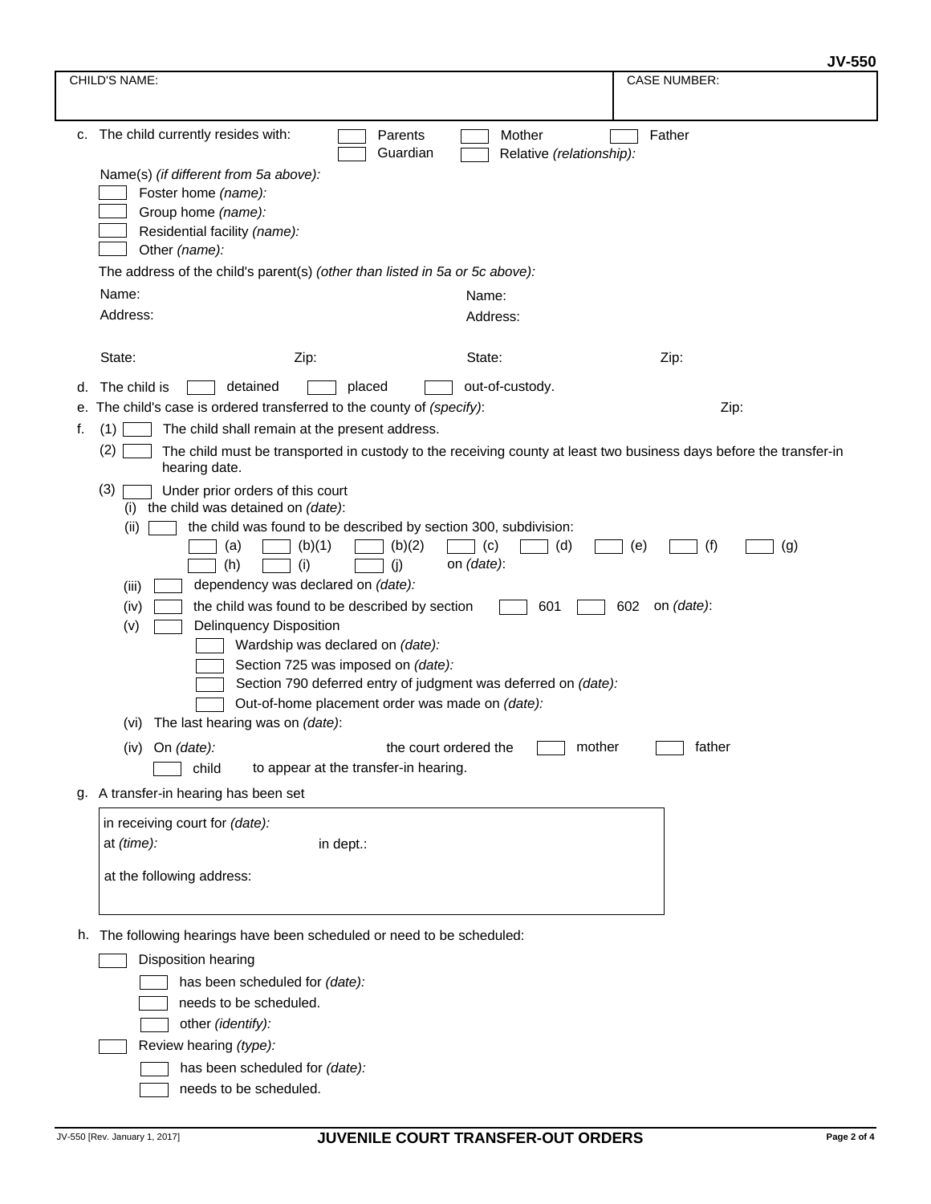JV-550

| CHILD'S NAME: | CASE NUMBER: |
| --- | --- |
| | |

c. The child currently resides with: ☐ Parents ☐ Mother ☐ Father ☐ Guardian ☐ Relative *(relationship)*:

Name(s) *(if different from 5a above)*:

☐ Foster home *(name)*:

☐ Group home *(name)*:

☐ Residential facility *(name)*:

☐ Other *(name)*:

The address of the child's parent(s) *(other than listed in 5a or 5c above)*:

Name: Name:

Address: Address:

State: Zip: State: Zip:

d. The child is ☐ detained ☐ placed ☐ out-of-custody.

e. The child's case is ordered transferred to the county of *(specify)*: Zip:

f. (1) ☐ The child shall remain at the present address.

(2) ☐ The child must be transported in custody to the receiving county at least two business days before the transfer-in hearing date.

(3) ☐ Under prior orders of this court

(i) the child was detained on *(date)*:

(ii) ☐ the child was found to be described by section 300, subdivision:

☐ (a) ☐ (b)(1) ☐ (b)(2) ☐ (c) ☐ (d) ☐ (e) ☐ (f) ☐ (g)

☐ (h) ☐ (i) ☐ (j) on *(date)*:

(iii) ☐ dependency was declared on *(date)*:

(iv) ☐ the child was found to be described by section ☐ 601 ☐ 602 on *(date)*:

(v) ☐ Delinquency Disposition

☐ Wardship was declared on *(date)*:

☐ Section 725 was imposed on *(date)*:

☐ Section 790 deferred entry of judgment was deferred on *(date)*:

☐ Out-of-home placement order was made on *(date)*:

(vi) The last hearing was on *(date)*:

(iv) On *(date)*: the court ordered the ☐ mother ☐ father ☐ child to appear at the transfer-in hearing.

g. A transfer-in hearing has been set

in receiving court for *(date)*:

at *(time)*: in dept.:

at the following address:

h. The following hearings have been scheduled or need to be scheduled:

☐ Disposition hearing

☐ has been scheduled for *(date)*:

☐ needs to be scheduled.

☐ other *(identify)*:

☐ Review hearing *(type)*:

☐ has been scheduled for *(date)*:

☐ needs to be scheduled.

JV-550 [Rev. January 1, 2017] **JUVENILE COURT TRANSFER-OUT ORDERS**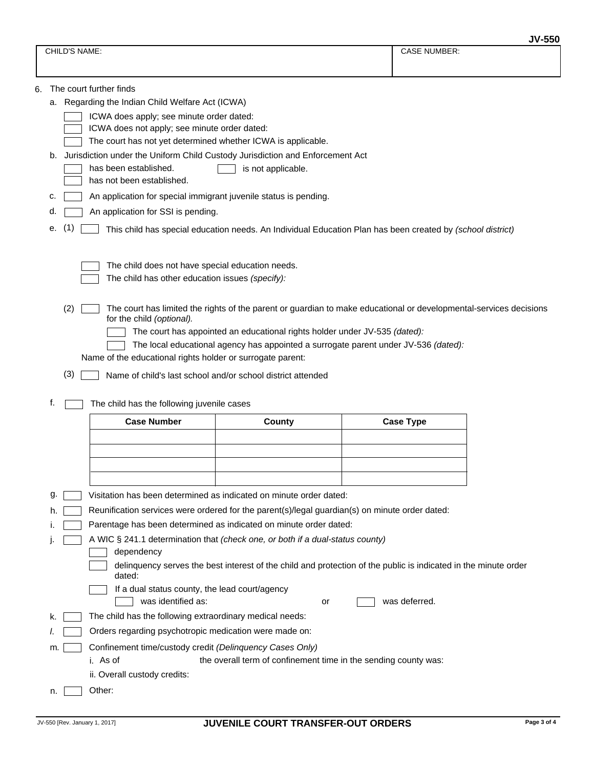JV-550

| CHILD'S NAME: | CASE NUMBER: |
|---|---|
| | |

6. The court further finds

   a. Regarding the Indian Child Welfare Act (ICWA)

   ☐ ICWA does apply; see minute order dated:

   ☐ ICWA does not apply; see minute order dated:

   ☐ The court has not yet determined whether ICWA is applicable.

   b. Jurisdiction under the Uniform Child Custody Jurisdiction and Enforcement Act

   ☐ has been established. ☐ is not applicable.

   ☐ has not been established.

   c. ☐ An application for special immigrant juvenile status is pending.

   d. ☐ An application for SSI is pending.

   e. (1) ☐ This child has special education needs. An Individual Education Plan has been created by *(school district)*

   ☐ The child does not have special education needs.

   ☐ The child has other education issues *(specify):*

   (2) ☐ The court has limited the rights of the parent or guardian to make educational or developmental-services decisions for the child *(optional).*

   ☐ The court has appointed an educational rights holder under JV-535 *(dated):*

   ☐ The local educational agency has appointed a surrogate parent under JV-536 *(dated):*

   Name of the educational rights holder or surrogate parent:

   (3) ☐ Name of child's last school and/or school district attended

   f. ☐ The child has the following juvenile cases

| Case Number | County | Case Type |
|---|---|---|
| | | |
| | | |
| | | |
| | | |

   g. ☐ Visitation has been determined as indicated on minute order dated:

   h. ☐ Reunification services were ordered for the parent(s)/legal guardian(s) on minute order dated:

   i. ☐ Parentage has been determined as indicated on minute order dated:

   j. ☐ A WIC § 241.1 determination that *(check one, or both if a dual-status county)*

   ☐ dependency

   ☐ delinquency serves the best interest of the child and protection of the public is indicated in the minute order dated:

   ☐ If a dual status county, the lead court/agency

   ☐ was identified as: or ☐ was deferred.

   k. ☐ The child has the following extraordinary medical needs:

   *l*. ☐ Orders regarding psychotropic medication were made on:

   m. ☐ Confinement time/custody credit *(Delinquency Cases Only)*

   i. As of the overall term of confinement time in the sending county was:

   ii. Overall custody credits:

   n. ☐ Other:

JV-550 [Rev. January 1, 2017] **JUVENILE COURT TRANSFER-OUT ORDERS**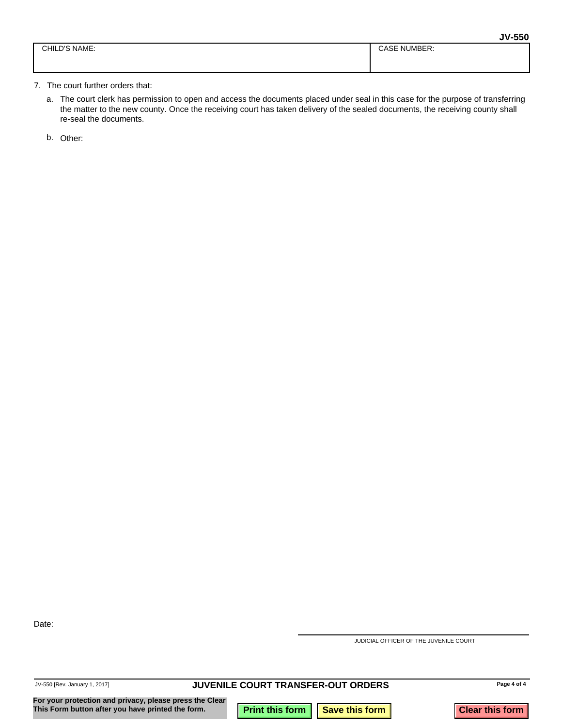JV-550

| CHILD'S NAME: | CASE NUMBER: |
|---|---|
| | |

7. The court further orders that:

   a. The court clerk has permission to open and access the documents placed under seal in this case for the purpose of transferring the matter to the new county. Once the receiving court has taken delivery of the sealed documents, the receiving county shall re-seal the documents.

   b. Other:

Date:

JUDICIAL OFFICER OF THE JUVENILE COURT

JV-550 [Rev. January 1, 2017]

**JUVENILE COURT TRANSFER-OUT ORDERS**

**For your protection and privacy, please press the Clear This Form button after you have printed the form.**

**Print this form** **Save this form** **Clear this form**